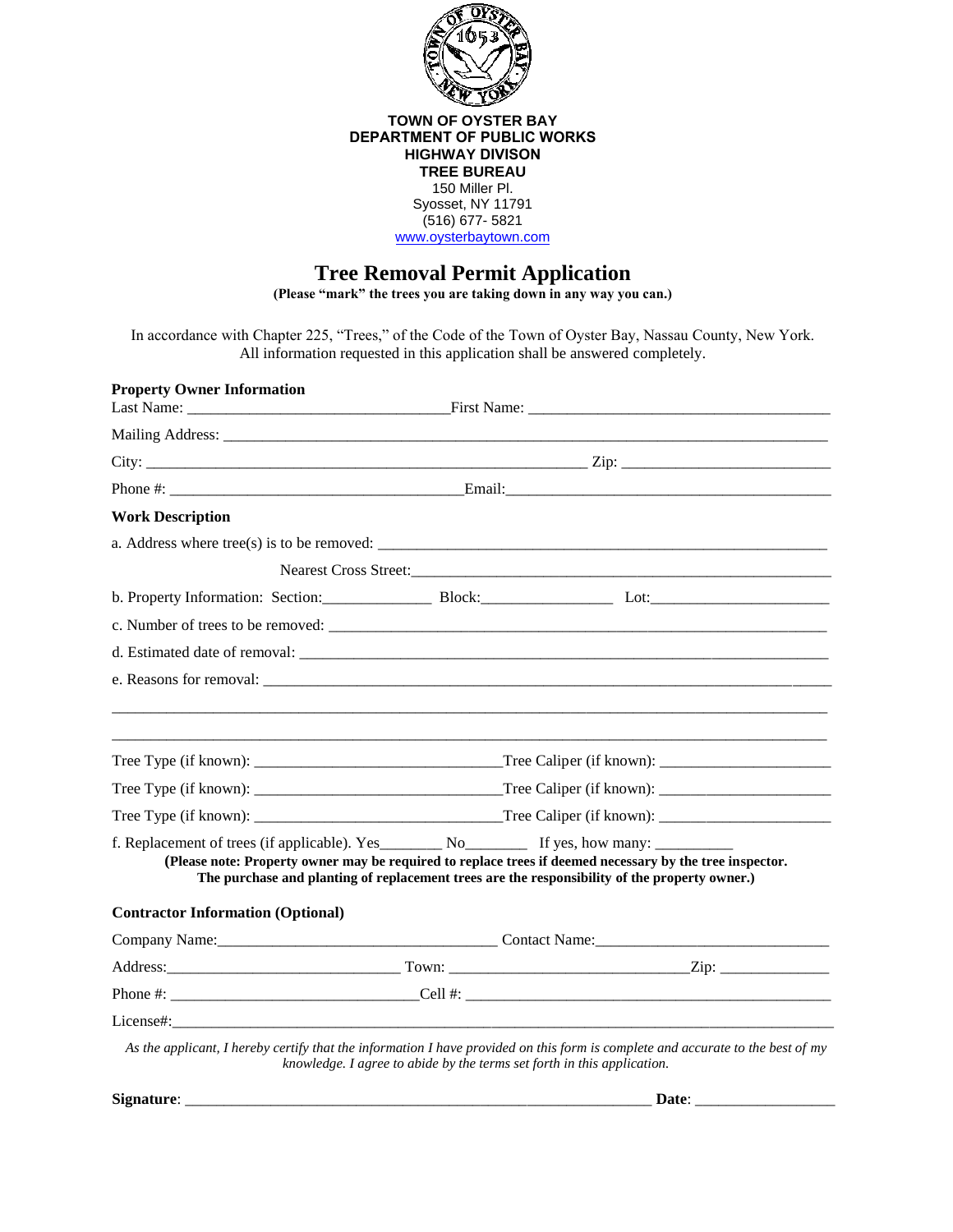**TOWN OF OYSTER BAY**
**DEPARTMENT OF PUBLIC WORKS**
**HIGHWAY DIVISON**
**TREE BUREAU**
150 Miller Pl.
Syosset, NY 11791
(516) 677- 5821
www.oysterbaytown.com

# Tree Removal Permit Application

**(Please "mark" the trees you are taking down in any way you can.)**

In accordance with Chapter 225, "Trees," of the Code of the Town of Oyster Bay, Nassau County, New York. All information requested in this application shall be answered completely.

**Property Owner Information**

Last Name: ________________________________ First Name: ______________________________________

Mailing Address: ______________________________________________________________________________

City: ________________________________________________________ Zip: __________________________

Phone #: _____________________________________ Email: __________________________________________

**Work Description**

a. Address where tree(s) is to be removed: ____________________________________________________

Nearest Cross Street: ______________________________________________________

b. Property Information: Section: _____________ Block: ________________ Lot: ______________________

c. Number of trees to be removed: ____________________________________________________________

d. Estimated date of removal: _______________________________________________________________

e. Reasons for removal: ____________________________________________________________________

______________________________________________________________________________________

______________________________________________________________________________________

Tree Type (if known): _______________________________ Tree Caliper (if known): _____________________

Tree Type (if known): _______________________________ Tree Caliper (if known): _____________________

Tree Type (if known): _______________________________ Tree Caliper (if known): _____________________

f. Replacement of trees (if applicable). Yes________ No________ If yes, how many: __________

**(Please note: Property owner may be required to replace trees if deemed necessary by the tree inspector. The purchase and planting of replacement trees are the responsibility of the property owner.)**

**Contractor Information (Optional)**

Company Name: ___________________________________ Contact Name: _____________________________

Address: _____________________________ Town: ___________________________ Zip: ______________

Phone #: ______________________________ Cell #: ______________________________________________

License#: _____________________________________________________________________________________

*As the applicant, I hereby certify that the information I have provided on this form is complete and accurate to the best of my knowledge. I agree to abide by the terms set forth in this application.*

**Signature**: ____________________________________________________________ **Date**: __________________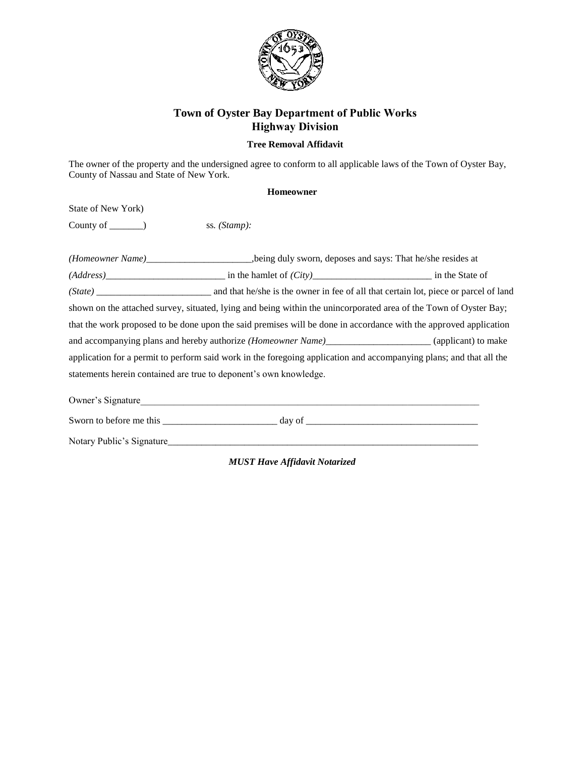# Town of Oyster Bay Department of Public Works
## Highway Division

### Tree Removal Affidavit

The owner of the property and the undersigned agree to conform to all applicable laws of the Town of Oyster Bay, County of Nassau and State of New York.

**Homeowner**

State of New York)

County of _______) ss. *(Stamp):*

*(Homeowner Name)*______________________,being duly sworn, deposes and says: That he/she resides at *(Address)*_________________________ in the hamlet of *(City)*_________________________ in the State of *(State)* ________________________ and that he/she is the owner in fee of all that certain lot, piece or parcel of land shown on the attached survey, situated, lying and being within the unincorporated area of the Town of Oyster Bay; that the work proposed to be done upon the said premises will be done in accordance with the approved application and accompanying plans and hereby authorize *(Homeowner Name)*______________________ (applicant) to make application for a permit to perform said work in the foregoing application and accompanying plans; and that all the statements herein contained are true to deponent's own knowledge.

Owner's Signature___________________________________________________________________________

Sworn to before me this ________________________ day of ____________________________________

Notary Public's Signature_____________________________________________________________________

***MUST Have Affidavit Notarized***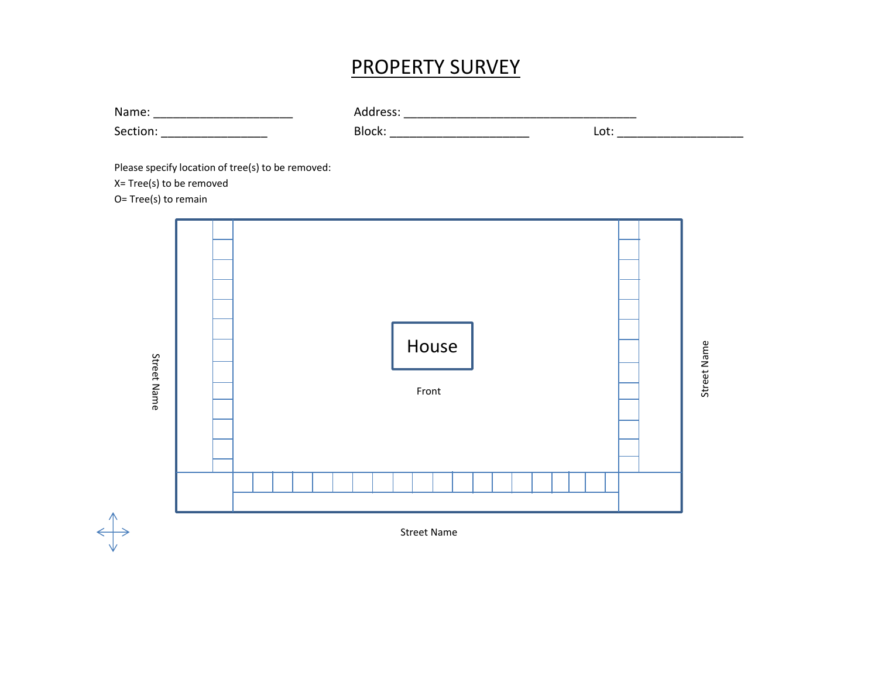# PROPERTY SURVEY

Name: ______________________ Address: ____________________________________

Section: _________________ Block: ______________________ Lot: ____________________

Please specify location of tree(s) to be removed:

X= Tree(s) to be removed

O= Tree(s) to remain

House

Front

Street Name

Street Name

Street Name